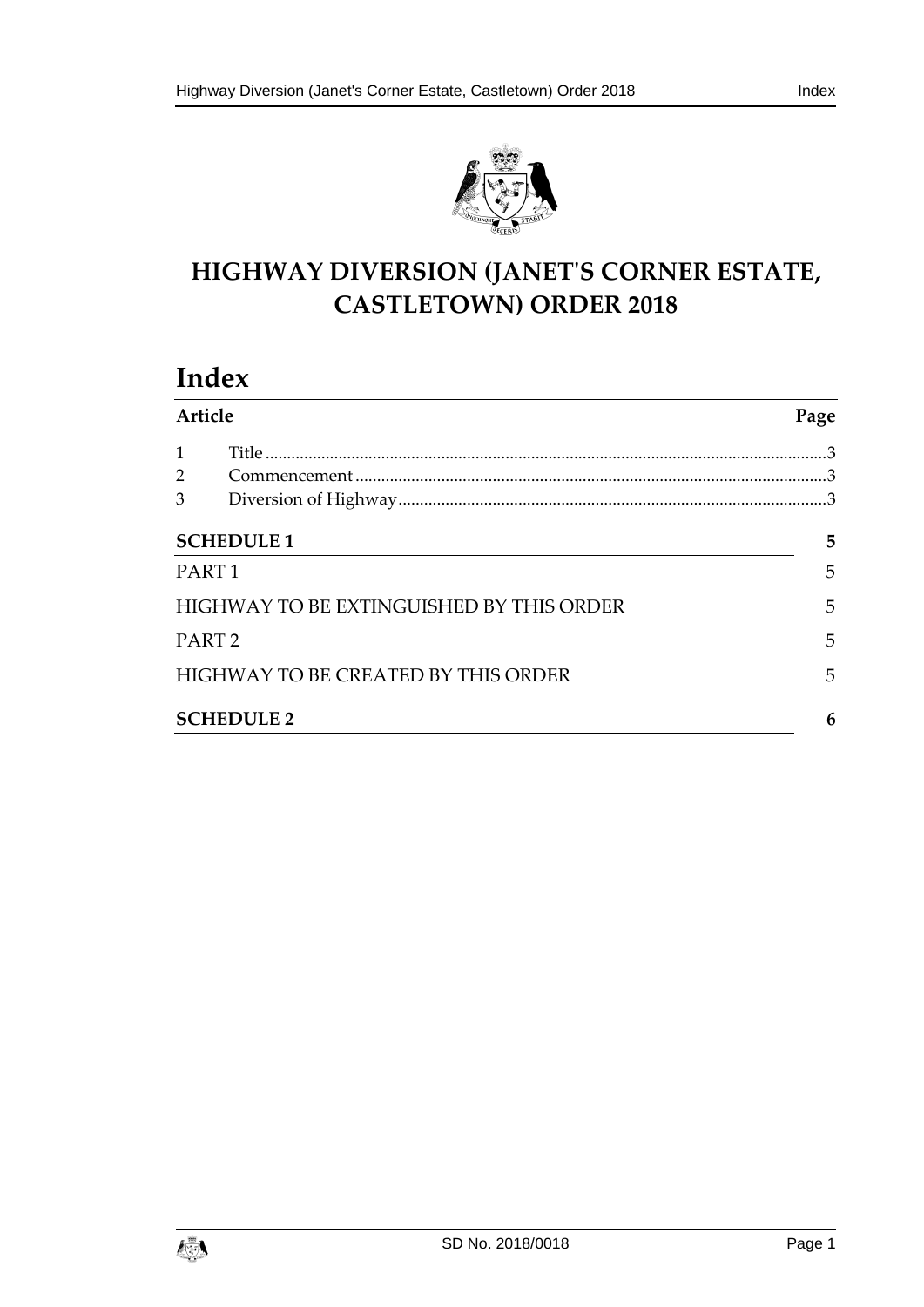# HIGHWAY DIVERSION (JANET'S CORNER ESTATE, CASTLETOWN) ORDER 2018

## Index

| Article | | Page |
|---|---|---|
| 1 | Title | 3 |
| 2 | Commencement | 3 |
| 3 | Diversion of Highway | 3 |

| | Page |
|---|---|
| **SCHEDULE 1** | **5** |
| PART 1 | 5 |
| HIGHWAY TO BE EXTINGUISHED BY THIS ORDER | 5 |
| PART 2 | 5 |
| HIGHWAY TO BE CREATED BY THIS ORDER | 5 |
| **SCHEDULE 2** | **6** |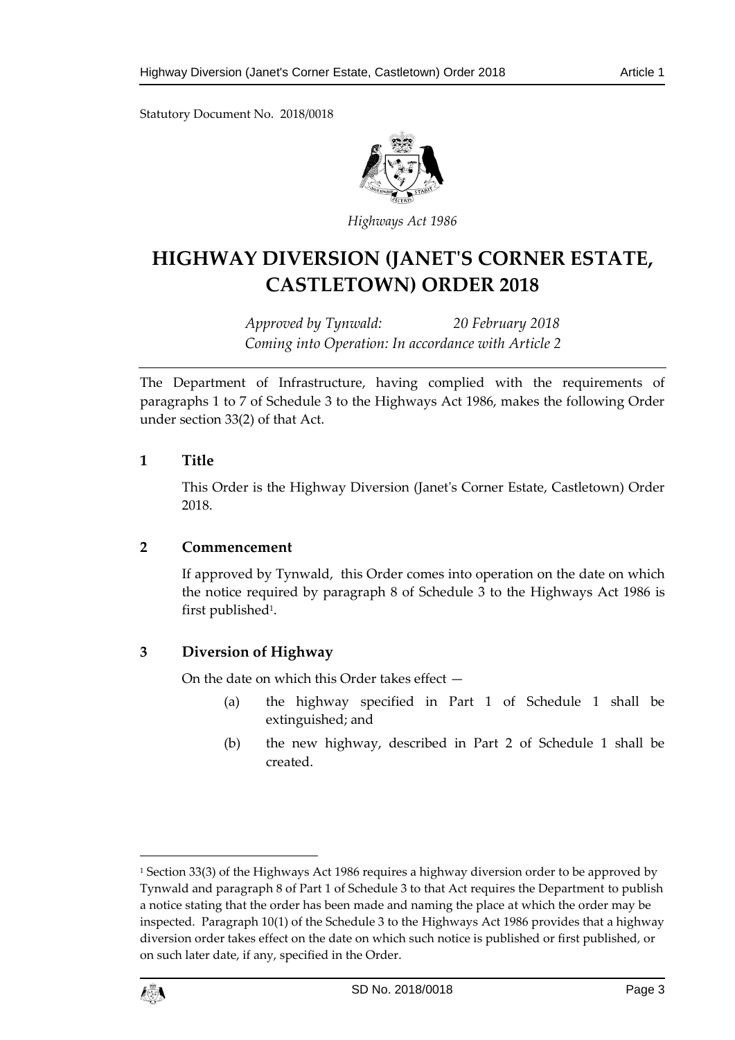Statutory Document No. 2018/0018

*Highways Act 1986*

# HIGHWAY DIVERSION (JANET'S CORNER ESTATE, CASTLETOWN) ORDER 2018

*Approved by Tynwald: 20 February 2018*
*Coming into Operation: In accordance with Article 2*

The Department of Infrastructure, having complied with the requirements of paragraphs 1 to 7 of Schedule 3 to the Highways Act 1986, makes the following Order under section 33(2) of that Act.

## 1 Title

This Order is the Highway Diversion (Janet's Corner Estate, Castletown) Order 2018.

## 2 Commencement

If approved by Tynwald, this Order comes into operation on the date on which the notice required by paragraph 8 of Schedule 3 to the Highways Act 1986 is first published[1].

## 3 Diversion of Highway

On the date on which this Order takes effect —

(a) the highway specified in Part 1 of Schedule 1 shall be extinguished; and

(b) the new highway, described in Part 2 of Schedule 1 shall be created.

[1] Section 33(3) of the Highways Act 1986 requires a highway diversion order to be approved by Tynwald and paragraph 8 of Part 1 of Schedule 3 to that Act requires the Department to publish a notice stating that the order has been made and naming the place at which the order may be inspected. Paragraph 10(1) of the Schedule 3 to the Highways Act 1986 provides that a highway diversion order takes effect on the date on which such notice is published or first published, or on such later date, if any, specified in the Order.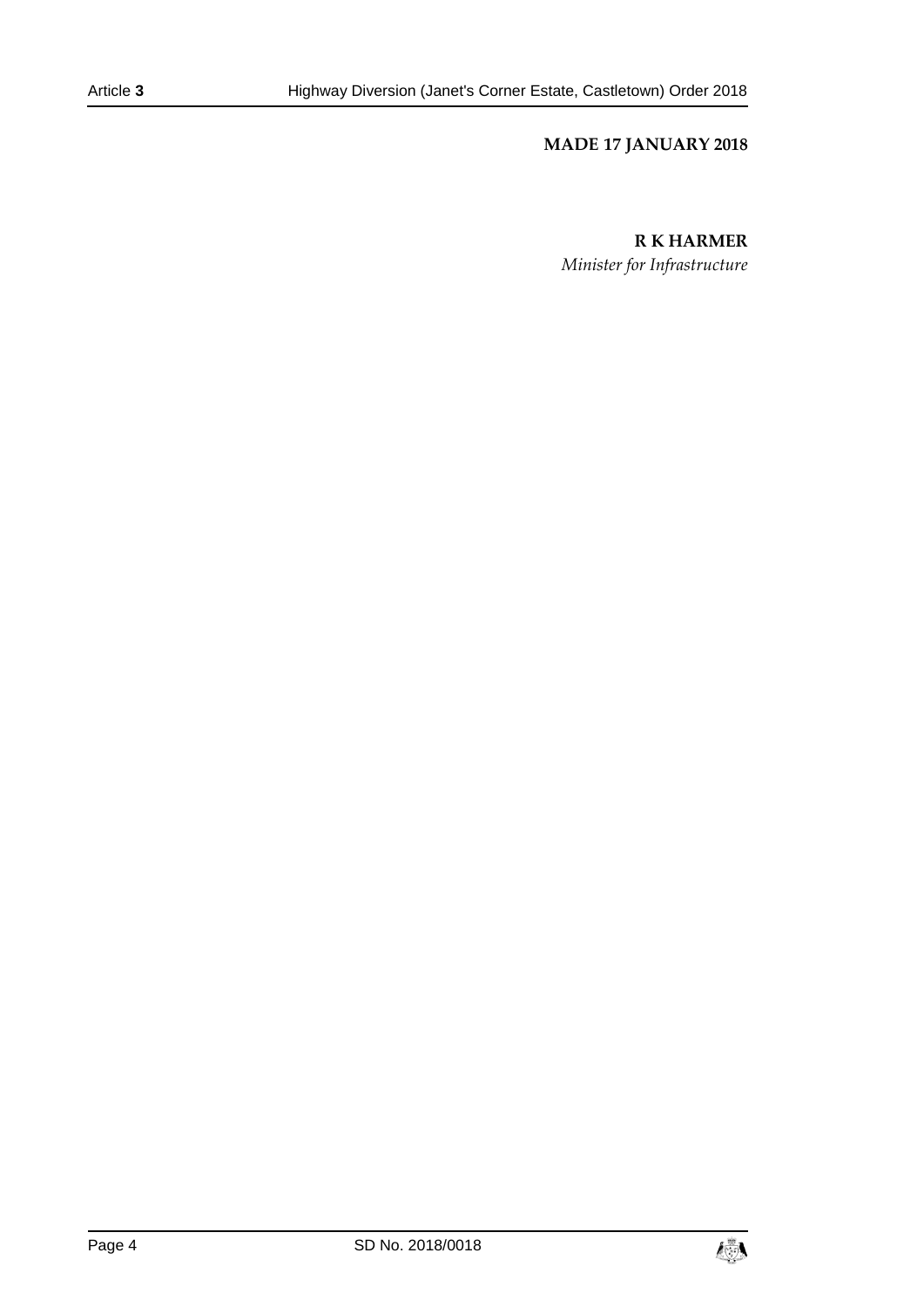**MADE 17 JANUARY 2018**

**R K HARMER**

*Minister for Infrastructure*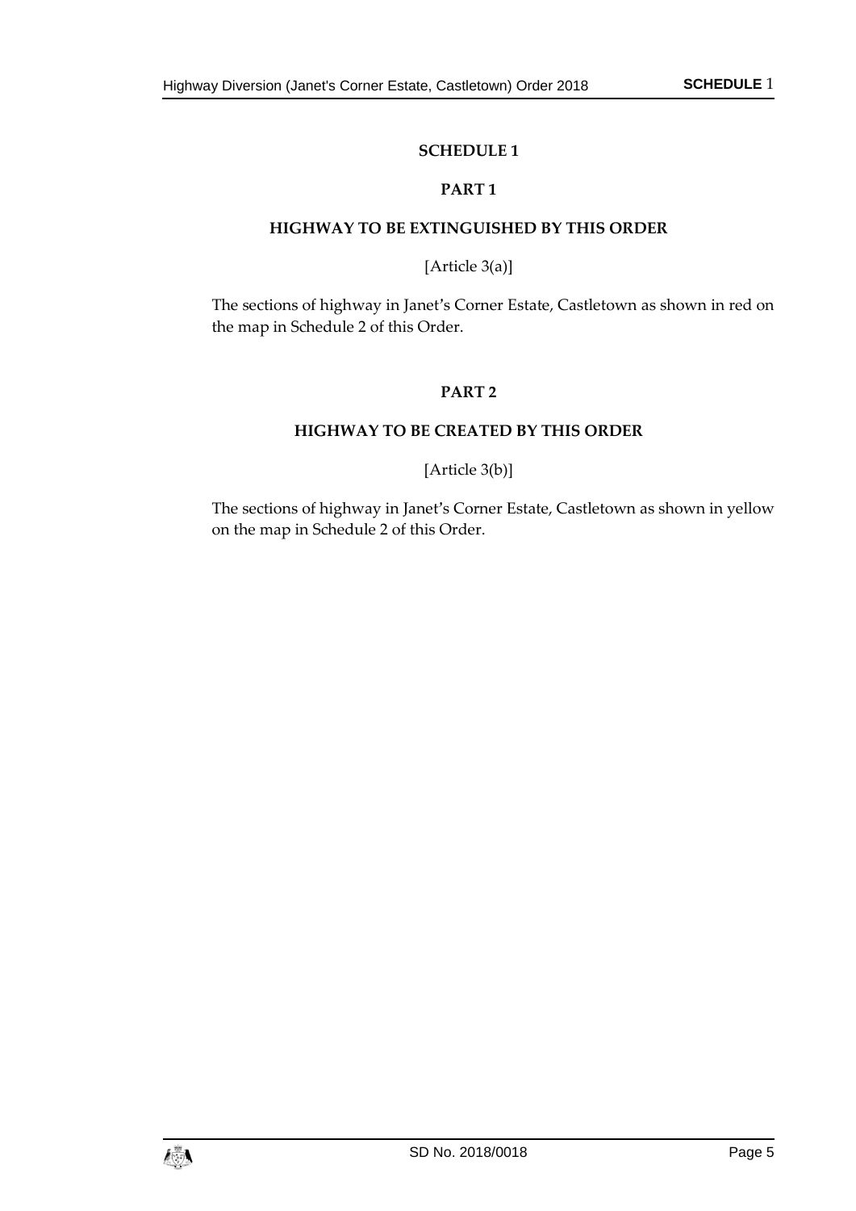## SCHEDULE 1

### PART 1

### HIGHWAY TO BE EXTINGUISHED BY THIS ORDER

[Article 3(a)]

The sections of highway in Janet's Corner Estate, Castletown as shown in red on the map in Schedule 2 of this Order.

### PART 2

### HIGHWAY TO BE CREATED BY THIS ORDER

[Article 3(b)]

The sections of highway in Janet's Corner Estate, Castletown as shown in yellow on the map in Schedule 2 of this Order.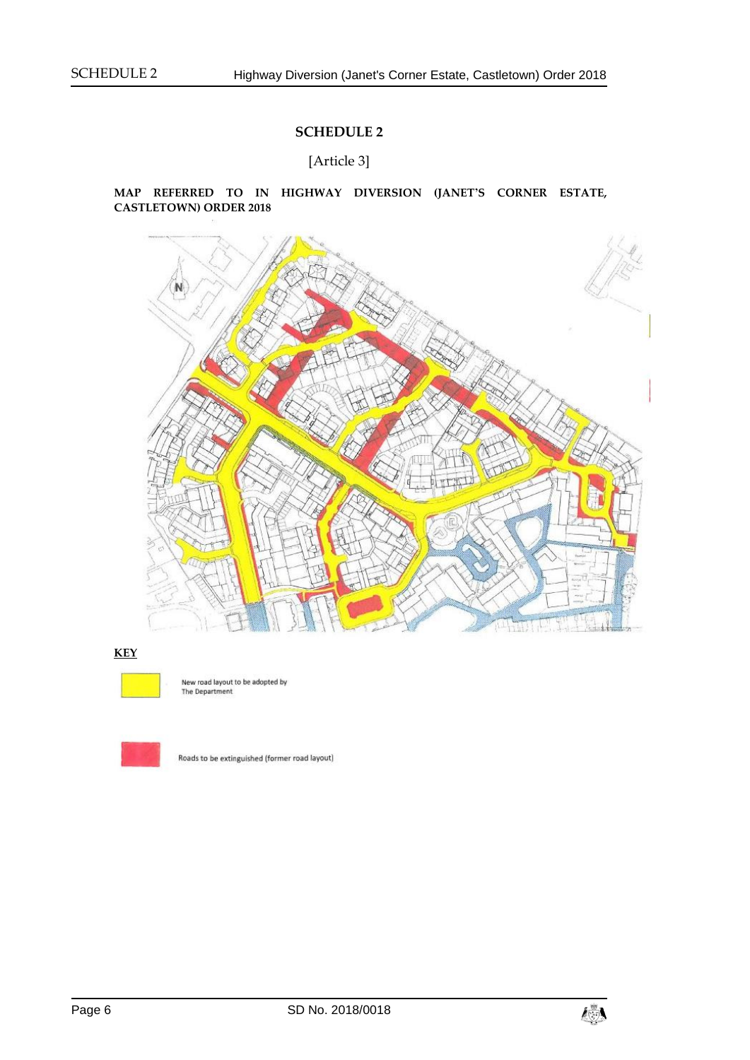## SCHEDULE 2

[Article 3]

**MAP REFERRED TO IN HIGHWAY DIVERSION (JANET'S CORNER ESTATE, CASTLETOWN) ORDER 2018**

**KEY**

New road layout to be adopted by The Department

Roads to be extinguished (former road layout)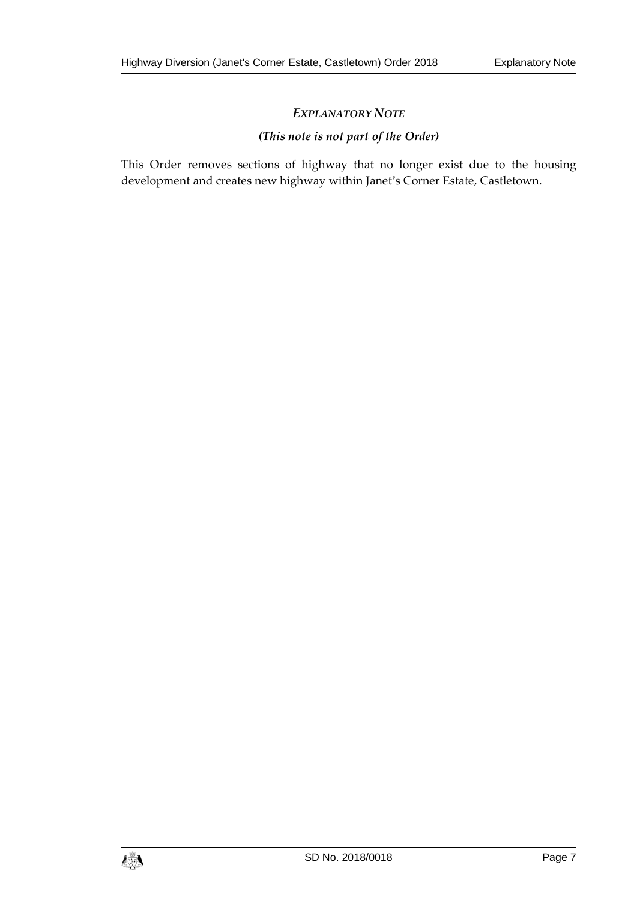## *EXPLANATORY NOTE*

***(This note is not part of the Order)***

This Order removes sections of highway that no longer exist due to the housing development and creates new highway within Janet's Corner Estate, Castletown.